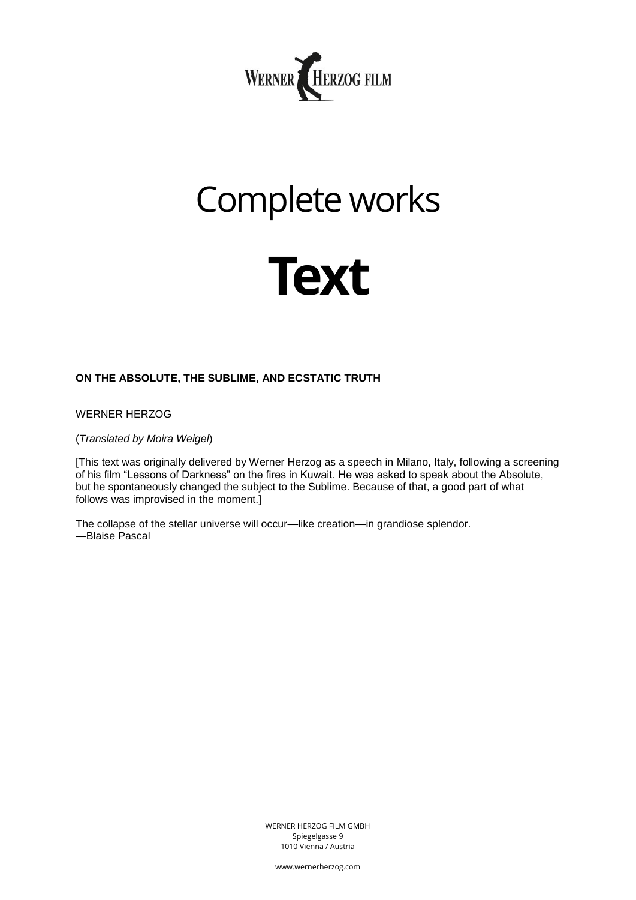# Complete works

# Text

**ON THE ABSOLUTE, THE SUBLIME, AND ECSTATIC TRUTH**

WERNER HERZOG

(*Translated by Moira Weigel*)

[This text was originally delivered by Werner Herzog as a speech in Milano, Italy, following a screening of his film “Lessons of Darkness” on the fires in Kuwait. He was asked to speak about the Absolute, but he spontaneously changed the subject to the Sublime. Because of that, a good part of what follows was improvised in the moment.]

The collapse of the stellar universe will occur—like creation—in grandiose splendor.
—Blaise Pascal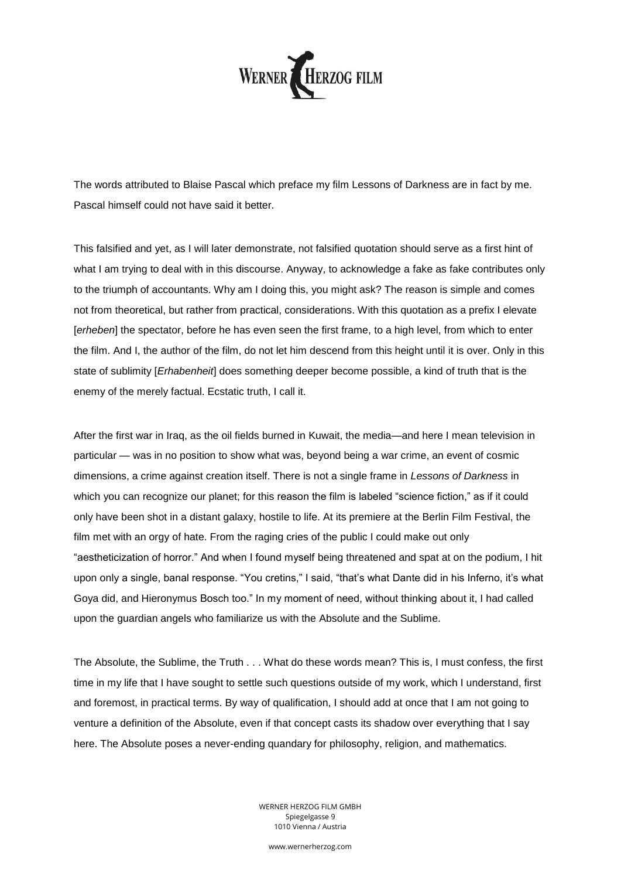The words attributed to Blaise Pascal which preface my film Lessons of Darkness are in fact by me. Pascal himself could not have said it better.

This falsified and yet, as I will later demonstrate, not falsified quotation should serve as a first hint of what I am trying to deal with in this discourse. Anyway, to acknowledge a fake as fake contributes only to the triumph of accountants. Why am I doing this, you might ask? The reason is simple and comes not from theoretical, but rather from practical, considerations. With this quotation as a prefix I elevate [*erheben*] the spectator, before he has even seen the first frame, to a high level, from which to enter the film. And I, the author of the film, do not let him descend from this height until it is over. Only in this state of sublimity [*Erhabenheit*] does something deeper become possible, a kind of truth that is the enemy of the merely factual. Ecstatic truth, I call it.

After the first war in Iraq, as the oil fields burned in Kuwait, the media—and here I mean television in particular — was in no position to show what was, beyond being a war crime, an event of cosmic dimensions, a crime against creation itself. There is not a single frame in *Lessons of Darkness* in which you can recognize our planet; for this reason the film is labeled "science fiction," as if it could only have been shot in a distant galaxy, hostile to life. At its premiere at the Berlin Film Festival, the film met with an orgy of hate. From the raging cries of the public I could make out only "aestheticization of horror." And when I found myself being threatened and spat at on the podium, I hit upon only a single, banal response. "You cretins," I said, "that's what Dante did in his Inferno, it's what Goya did, and Hieronymus Bosch too." In my moment of need, without thinking about it, I had called upon the guardian angels who familiarize us with the Absolute and the Sublime.

The Absolute, the Sublime, the Truth . . . What do these words mean? This is, I must confess, the first time in my life that I have sought to settle such questions outside of my work, which I understand, first and foremost, in practical terms. By way of qualification, I should add at once that I am not going to venture a definition of the Absolute, even if that concept casts its shadow over everything that I say here. The Absolute poses a never-ending quandary for philosophy, religion, and mathematics.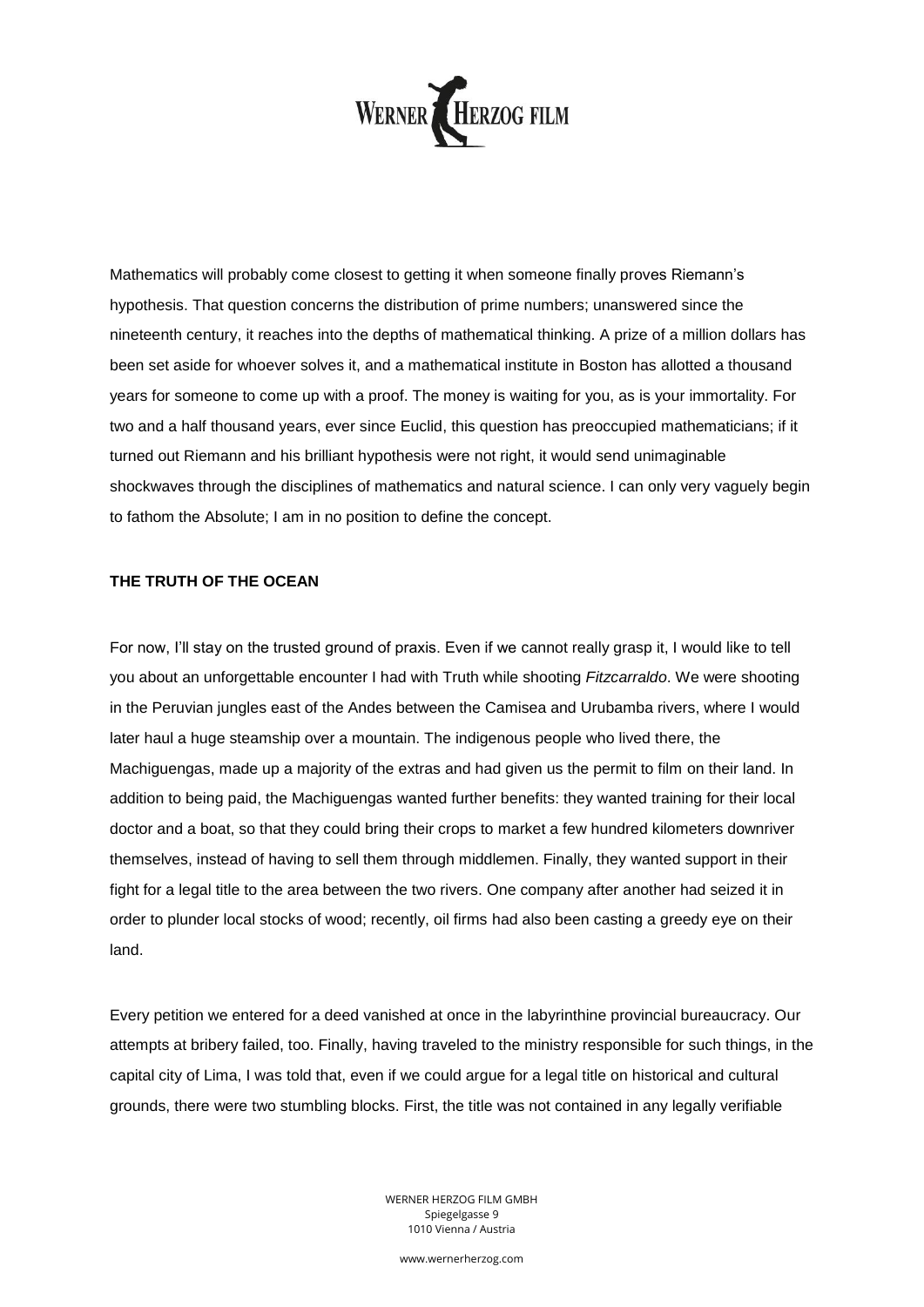Mathematics will probably come closest to getting it when someone finally proves Riemann's hypothesis. That question concerns the distribution of prime numbers; unanswered since the nineteenth century, it reaches into the depths of mathematical thinking. A prize of a million dollars has been set aside for whoever solves it, and a mathematical institute in Boston has allotted a thousand years for someone to come up with a proof. The money is waiting for you, as is your immortality. For two and a half thousand years, ever since Euclid, this question has preoccupied mathematicians; if it turned out Riemann and his brilliant hypothesis were not right, it would send unimaginable shockwaves through the disciplines of mathematics and natural science. I can only very vaguely begin to fathom the Absolute; I am in no position to define the concept.

**THE TRUTH OF THE OCEAN**

For now, I'll stay on the trusted ground of praxis. Even if we cannot really grasp it, I would like to tell you about an unforgettable encounter I had with Truth while shooting *Fitzcarraldo*. We were shooting in the Peruvian jungles east of the Andes between the Camisea and Urubamba rivers, where I would later haul a huge steamship over a mountain. The indigenous people who lived there, the Machiguengas, made up a majority of the extras and had given us the permit to film on their land. In addition to being paid, the Machiguengas wanted further benefits: they wanted training for their local doctor and a boat, so that they could bring their crops to market a few hundred kilometers downriver themselves, instead of having to sell them through middlemen. Finally, they wanted support in their fight for a legal title to the area between the two rivers. One company after another had seized it in order to plunder local stocks of wood; recently, oil firms had also been casting a greedy eye on their land.

Every petition we entered for a deed vanished at once in the labyrinthine provincial bureaucracy. Our attempts at bribery failed, too. Finally, having traveled to the ministry responsible for such things, in the capital city of Lima, I was told that, even if we could argue for a legal title on historical and cultural grounds, there were two stumbling blocks. First, the title was not contained in any legally verifiable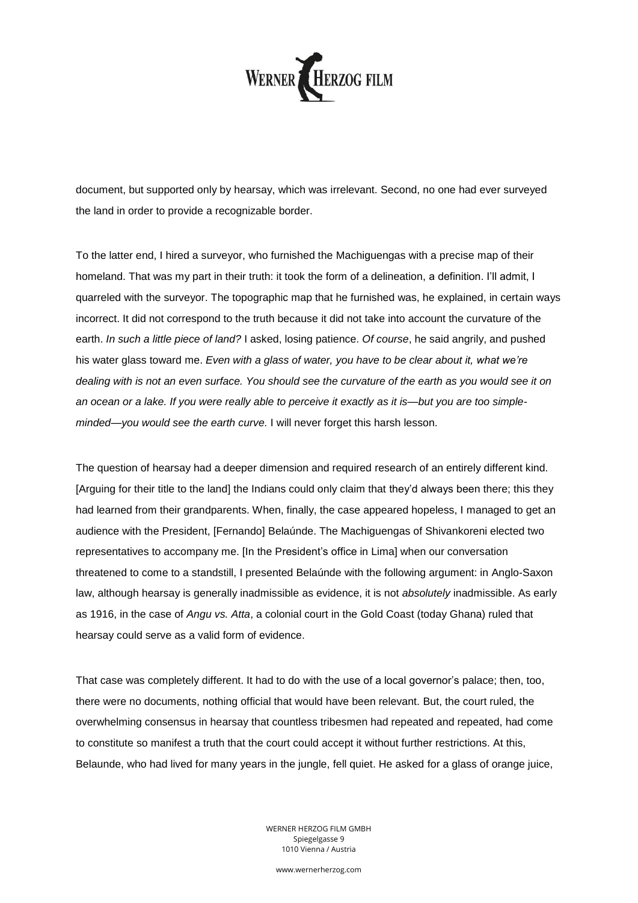document, but supported only by hearsay, which was irrelevant. Second, no one had ever surveyed the land in order to provide a recognizable border.

To the latter end, I hired a surveyor, who furnished the Machiguengas with a precise map of their homeland. That was my part in their truth: it took the form of a delineation, a definition. I'll admit, I quarreled with the surveyor. The topographic map that he furnished was, he explained, in certain ways incorrect. It did not correspond to the truth because it did not take into account the curvature of the earth. *In such a little piece of land?* I asked, losing patience. *Of course*, he said angrily, and pushed his water glass toward me. *Even with a glass of water, you have to be clear about it, what we're dealing with is not an even surface. You should see the curvature of the earth as you would see it on an ocean or a lake. If you were really able to perceive it exactly as it is—but you are too simple-minded—you would see the earth curve.* I will never forget this harsh lesson.

The question of hearsay had a deeper dimension and required research of an entirely different kind. [Arguing for their title to the land] the Indians could only claim that they'd always been there; this they had learned from their grandparents. When, finally, the case appeared hopeless, I managed to get an audience with the President, [Fernando] Belaúnde. The Machiguengas of Shivankoreni elected two representatives to accompany me. [In the President's office in Lima] when our conversation threatened to come to a standstill, I presented Belaúnde with the following argument: in Anglo-Saxon law, although hearsay is generally inadmissible as evidence, it is not *absolutely* inadmissible. As early as 1916, in the case of *Angu vs. Atta*, a colonial court in the Gold Coast (today Ghana) ruled that hearsay could serve as a valid form of evidence.

That case was completely different. It had to do with the use of a local governor's palace; then, too, there were no documents, nothing official that would have been relevant. But, the court ruled, the overwhelming consensus in hearsay that countless tribesmen had repeated and repeated, had come to constitute so manifest a truth that the court could accept it without further restrictions. At this, Belaunde, who had lived for many years in the jungle, fell quiet. He asked for a glass of orange juice,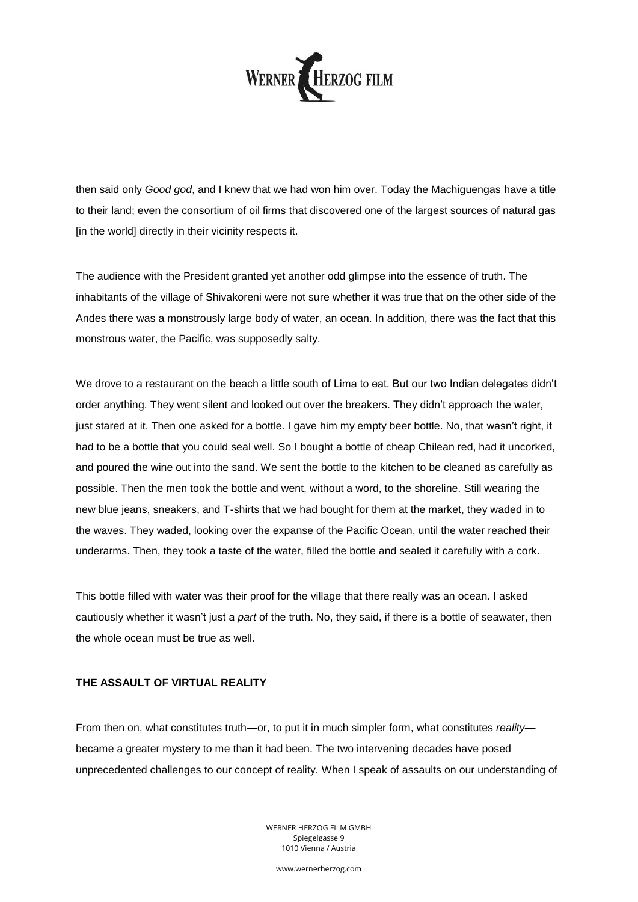then said only *Good god*, and I knew that we had won him over. Today the Machiguengas have a title to their land; even the consortium of oil firms that discovered one of the largest sources of natural gas [in the world] directly in their vicinity respects it.

The audience with the President granted yet another odd glimpse into the essence of truth. The inhabitants of the village of Shivakoreni were not sure whether it was true that on the other side of the Andes there was a monstrously large body of water, an ocean. In addition, there was the fact that this monstrous water, the Pacific, was supposedly salty.

We drove to a restaurant on the beach a little south of Lima to eat. But our two Indian delegates didn't order anything. They went silent and looked out over the breakers. They didn't approach the water, just stared at it. Then one asked for a bottle. I gave him my empty beer bottle. No, that wasn't right, it had to be a bottle that you could seal well. So I bought a bottle of cheap Chilean red, had it uncorked, and poured the wine out into the sand. We sent the bottle to the kitchen to be cleaned as carefully as possible. Then the men took the bottle and went, without a word, to the shoreline. Still wearing the new blue jeans, sneakers, and T-shirts that we had bought for them at the market, they waded in to the waves. They waded, looking over the expanse of the Pacific Ocean, until the water reached their underarms. Then, they took a taste of the water, filled the bottle and sealed it carefully with a cork.

This bottle filled with water was their proof for the village that there really was an ocean. I asked cautiously whether it wasn't just a *part* of the truth. No, they said, if there is a bottle of seawater, then the whole ocean must be true as well.

**THE ASSAULT OF VIRTUAL REALITY**

From then on, what constitutes truth—or, to put it in much simpler form, what constitutes *reality*—became a greater mystery to me than it had been. The two intervening decades have posed unprecedented challenges to our concept of reality. When I speak of assaults on our understanding of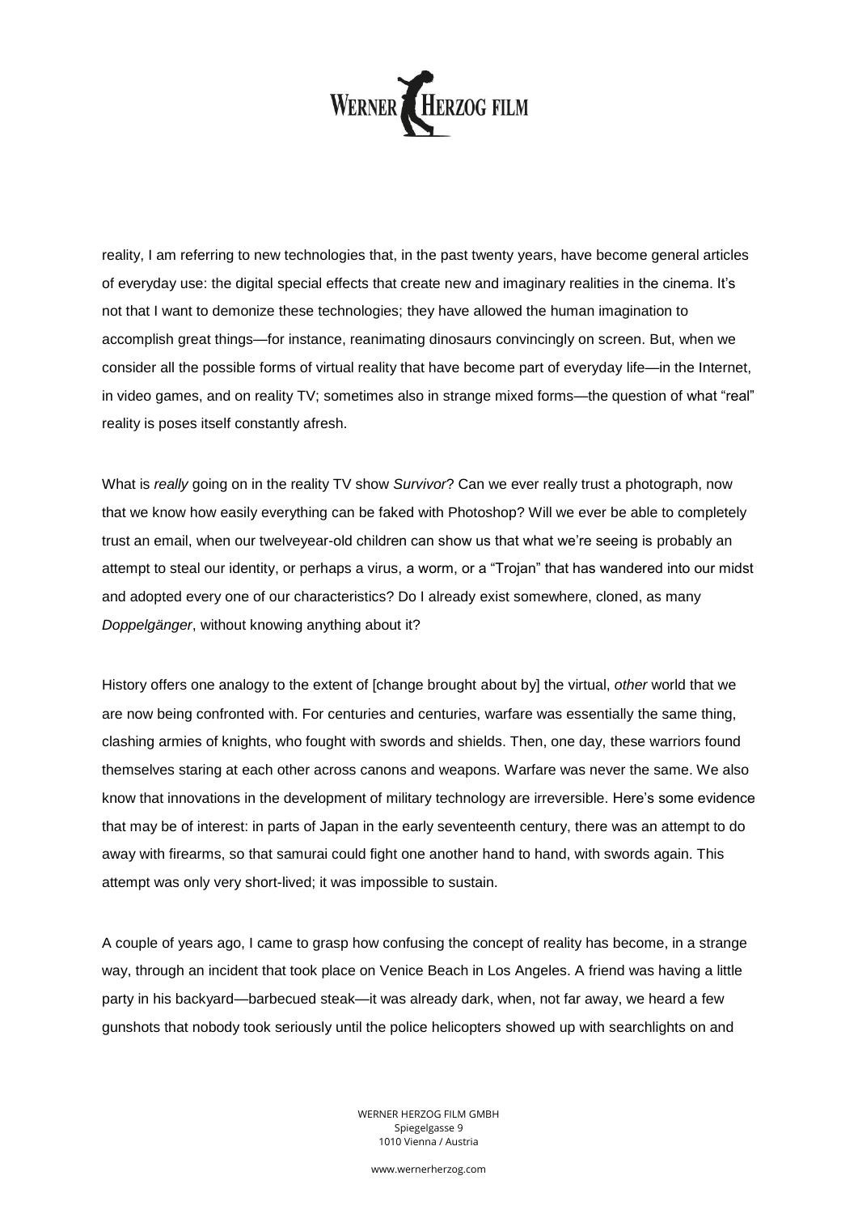reality, I am referring to new technologies that, in the past twenty years, have become general articles of everyday use: the digital special effects that create new and imaginary realities in the cinema. It's not that I want to demonize these technologies; they have allowed the human imagination to accomplish great things—for instance, reanimating dinosaurs convincingly on screen. But, when we consider all the possible forms of virtual reality that have become part of everyday life—in the Internet, in video games, and on reality TV; sometimes also in strange mixed forms—the question of what "real" reality is poses itself constantly afresh.

What is *really* going on in the reality TV show *Survivor*? Can we ever really trust a photograph, now that we know how easily everything can be faked with Photoshop? Will we ever be able to completely trust an email, when our twelveyear-old children can show us that what we're seeing is probably an attempt to steal our identity, or perhaps a virus, a worm, or a "Trojan" that has wandered into our midst and adopted every one of our characteristics? Do I already exist somewhere, cloned, as many *Doppelgänger*, without knowing anything about it?

History offers one analogy to the extent of [change brought about by] the virtual, *other* world that we are now being confronted with. For centuries and centuries, warfare was essentially the same thing, clashing armies of knights, who fought with swords and shields. Then, one day, these warriors found themselves staring at each other across canons and weapons. Warfare was never the same. We also know that innovations in the development of military technology are irreversible. Here's some evidence that may be of interest: in parts of Japan in the early seventeenth century, there was an attempt to do away with firearms, so that samurai could fight one another hand to hand, with swords again. This attempt was only very short-lived; it was impossible to sustain.

A couple of years ago, I came to grasp how confusing the concept of reality has become, in a strange way, through an incident that took place on Venice Beach in Los Angeles. A friend was having a little party in his backyard—barbecued steak—it was already dark, when, not far away, we heard a few gunshots that nobody took seriously until the police helicopters showed up with searchlights on and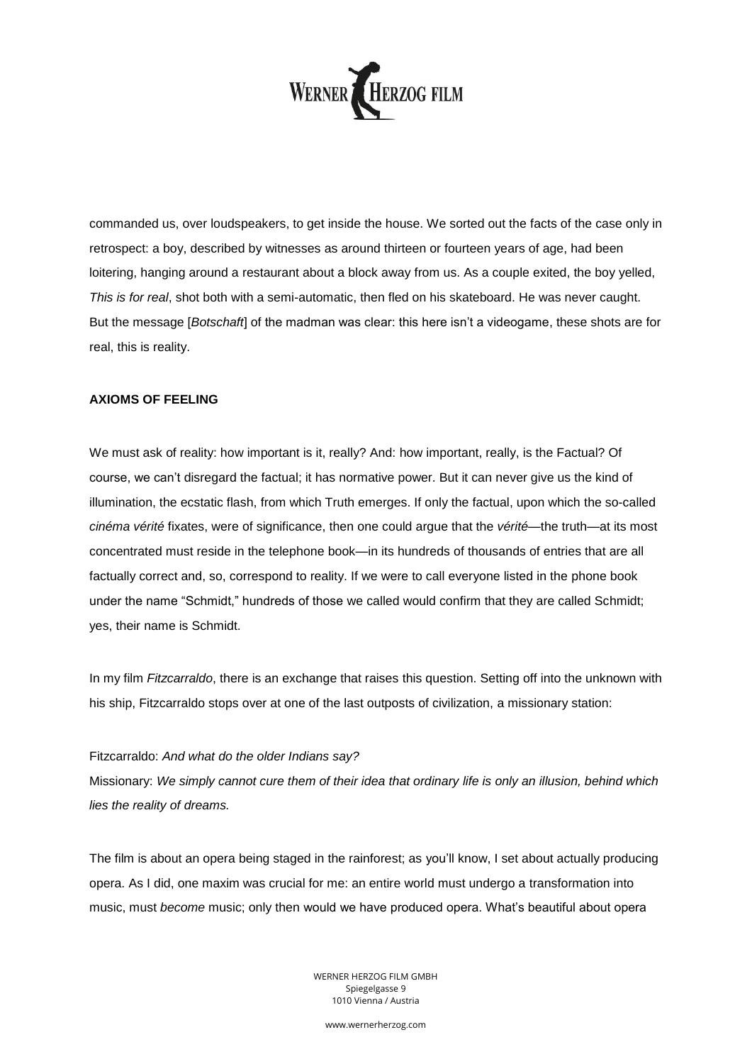commanded us, over loudspeakers, to get inside the house. We sorted out the facts of the case only in retrospect: a boy, described by witnesses as around thirteen or fourteen years of age, had been loitering, hanging around a restaurant about a block away from us. As a couple exited, the boy yelled, *This is for real*, shot both with a semi-automatic, then fled on his skateboard. He was never caught. But the message [*Botschaft*] of the madman was clear: this here isn't a videogame, these shots are for real, this is reality.

**AXIOMS OF FEELING**

We must ask of reality: how important is it, really? And: how important, really, is the Factual? Of course, we can't disregard the factual; it has normative power. But it can never give us the kind of illumination, the ecstatic flash, from which Truth emerges. If only the factual, upon which the so-called *cinéma vérité* fixates, were of significance, then one could argue that the *vérité*—the truth—at its most concentrated must reside in the telephone book—in its hundreds of thousands of entries that are all factually correct and, so, correspond to reality. If we were to call everyone listed in the phone book under the name "Schmidt," hundreds of those we called would confirm that they are called Schmidt; yes, their name is Schmidt.

In my film *Fitzcarraldo*, there is an exchange that raises this question. Setting off into the unknown with his ship, Fitzcarraldo stops over at one of the last outposts of civilization, a missionary station:

Fitzcarraldo: *And what do the older Indians say?*
Missionary: *We simply cannot cure them of their idea that ordinary life is only an illusion, behind which lies the reality of dreams.*

The film is about an opera being staged in the rainforest; as you'll know, I set about actually producing opera. As I did, one maxim was crucial for me: an entire world must undergo a transformation into music, must *become* music; only then would we have produced opera. What's beautiful about opera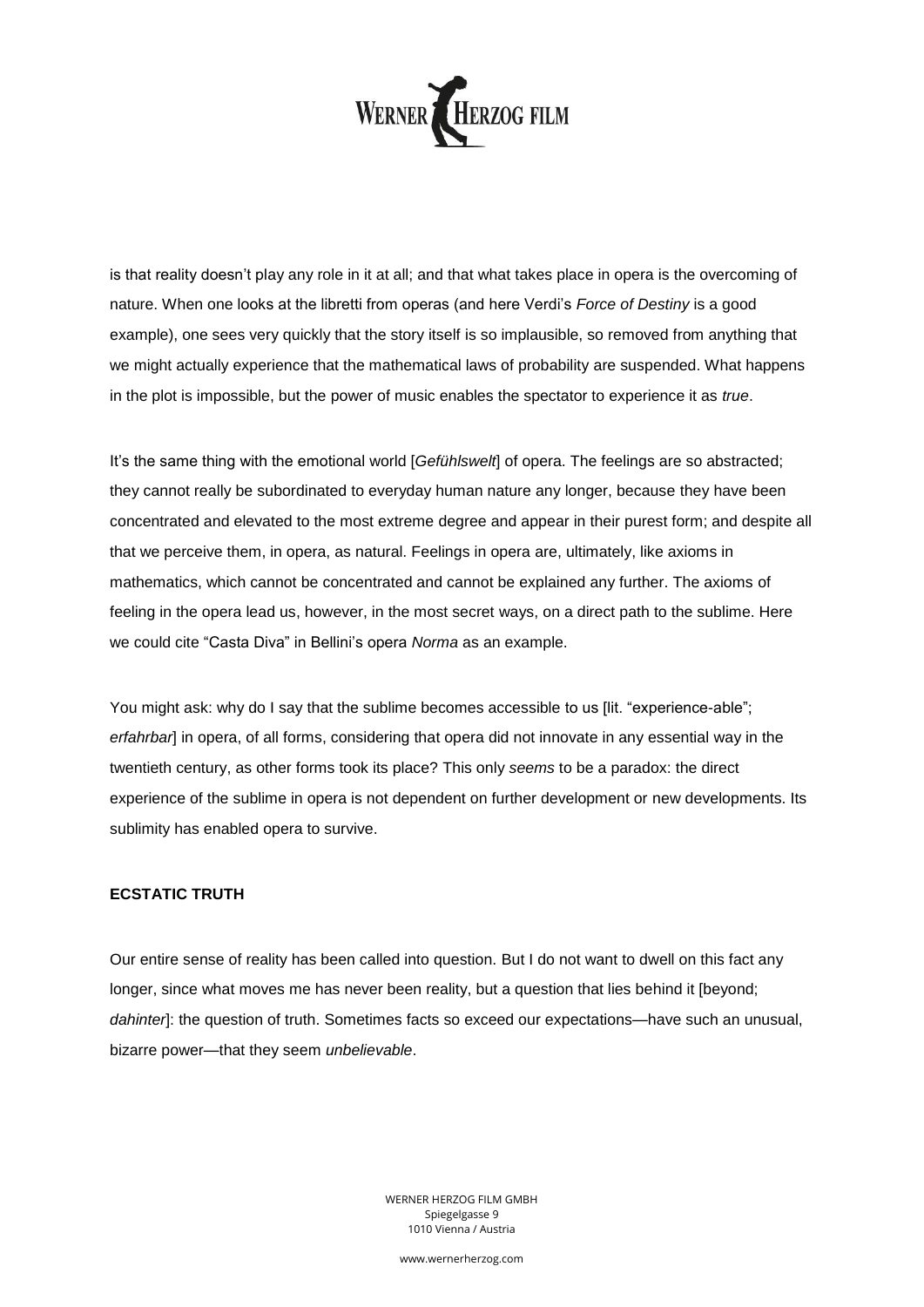is that reality doesn't play any role in it at all; and that what takes place in opera is the overcoming of nature. When one looks at the libretti from operas (and here Verdi's *Force of Destiny* is a good example), one sees very quickly that the story itself is so implausible, so removed from anything that we might actually experience that the mathematical laws of probability are suspended. What happens in the plot is impossible, but the power of music enables the spectator to experience it as *true*.

It's the same thing with the emotional world [*Gefühlswelt*] of opera. The feelings are so abstracted; they cannot really be subordinated to everyday human nature any longer, because they have been concentrated and elevated to the most extreme degree and appear in their purest form; and despite all that we perceive them, in opera, as natural. Feelings in opera are, ultimately, like axioms in mathematics, which cannot be concentrated and cannot be explained any further. The axioms of feeling in the opera lead us, however, in the most secret ways, on a direct path to the sublime. Here we could cite "Casta Diva" in Bellini's opera *Norma* as an example.

You might ask: why do I say that the sublime becomes accessible to us [lit. "experience-able"; *erfahrbar*] in opera, of all forms, considering that opera did not innovate in any essential way in the twentieth century, as other forms took its place? This only *seems* to be a paradox: the direct experience of the sublime in opera is not dependent on further development or new developments. Its sublimity has enabled opera to survive.

**ECSTATIC TRUTH**

Our entire sense of reality has been called into question. But I do not want to dwell on this fact any longer, since what moves me has never been reality, but a question that lies behind it [beyond; *dahinter*]: the question of truth. Sometimes facts so exceed our expectations—have such an unusual, bizarre power—that they seem *unbelievable*.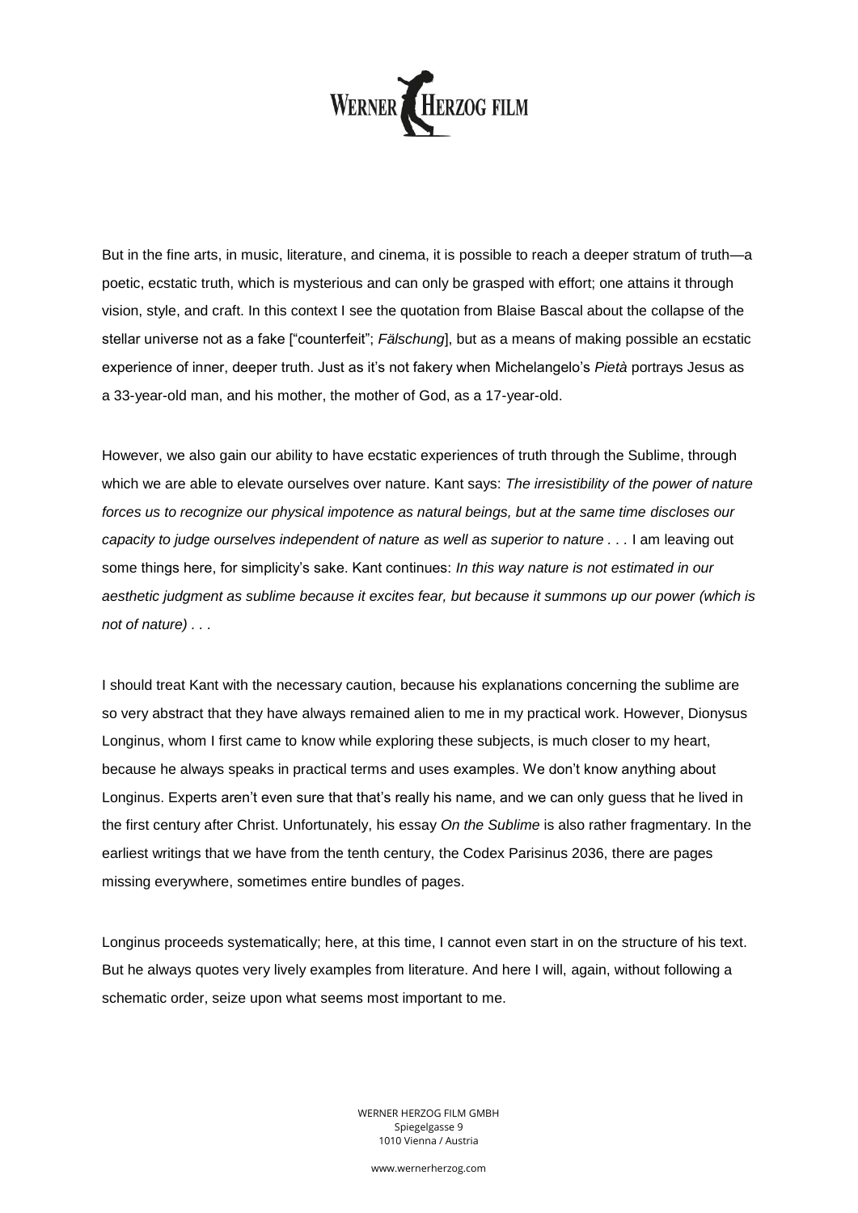But in the fine arts, in music, literature, and cinema, it is possible to reach a deeper stratum of truth—a poetic, ecstatic truth, which is mysterious and can only be grasped with effort; one attains it through vision, style, and craft. In this context I see the quotation from Blaise Bascal about the collapse of the stellar universe not as a fake ["counterfeit"; *Fälschung*], but as a means of making possible an ecstatic experience of inner, deeper truth. Just as it's not fakery when Michelangelo's *Pietà* portrays Jesus as a 33-year-old man, and his mother, the mother of God, as a 17-year-old.

However, we also gain our ability to have ecstatic experiences of truth through the Sublime, through which we are able to elevate ourselves over nature. Kant says: *The irresistibility of the power of nature forces us to recognize our physical impotence as natural beings, but at the same time discloses our capacity to judge ourselves independent of nature as well as superior to nature . . .* I am leaving out some things here, for simplicity's sake. Kant continues: *In this way nature is not estimated in our aesthetic judgment as sublime because it excites fear, but because it summons up our power (which is not of nature) . . .*

I should treat Kant with the necessary caution, because his explanations concerning the sublime are so very abstract that they have always remained alien to me in my practical work. However, Dionysus Longinus, whom I first came to know while exploring these subjects, is much closer to my heart, because he always speaks in practical terms and uses examples. We don't know anything about Longinus. Experts aren't even sure that that's really his name, and we can only guess that he lived in the first century after Christ. Unfortunately, his essay *On the Sublime* is also rather fragmentary. In the earliest writings that we have from the tenth century, the Codex Parisinus 2036, there are pages missing everywhere, sometimes entire bundles of pages.

Longinus proceeds systematically; here, at this time, I cannot even start in on the structure of his text. But he always quotes very lively examples from literature. And here I will, again, without following a schematic order, seize upon what seems most important to me.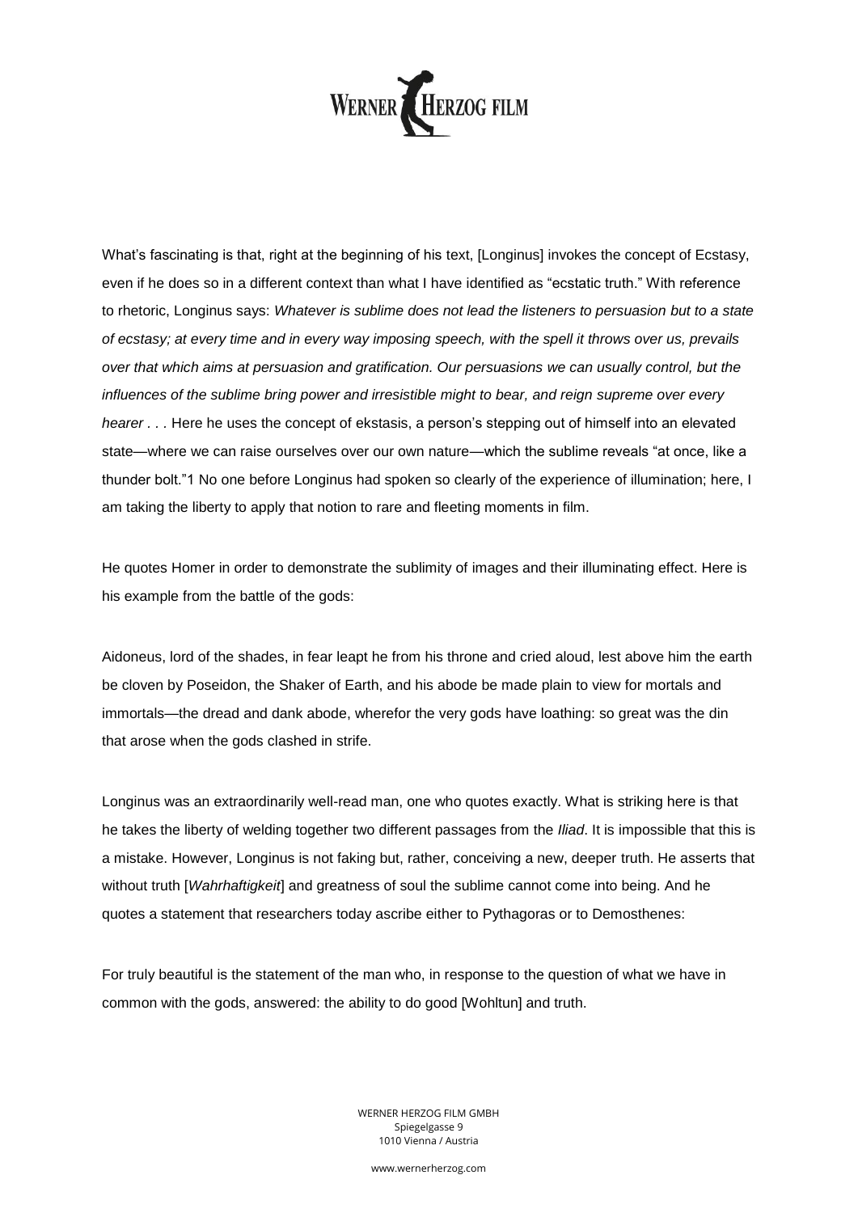What's fascinating is that, right at the beginning of his text, [Longinus] invokes the concept of Ecstasy, even if he does so in a different context than what I have identified as "ecstatic truth." With reference to rhetoric, Longinus says: *Whatever is sublime does not lead the listeners to persuasion but to a state of ecstasy; at every time and in every way imposing speech, with the spell it throws over us, prevails over that which aims at persuasion and gratification. Our persuasions we can usually control, but the influences of the sublime bring power and irresistible might to bear, and reign supreme over every hearer . . .* Here he uses the concept of ekstasis, a person's stepping out of himself into an elevated state—where we can raise ourselves over our own nature—which the sublime reveals "at once, like a thunder bolt."[1] No one before Longinus had spoken so clearly of the experience of illumination; here, I am taking the liberty to apply that notion to rare and fleeting moments in film.

He quotes Homer in order to demonstrate the sublimity of images and their illuminating effect. Here is his example from the battle of the gods:

Aidoneus, lord of the shades, in fear leapt he from his throne and cried aloud, lest above him the earth be cloven by Poseidon, the Shaker of Earth, and his abode be made plain to view for mortals and immortals—the dread and dank abode, wherefor the very gods have loathing: so great was the din that arose when the gods clashed in strife.

Longinus was an extraordinarily well-read man, one who quotes exactly. What is striking here is that he takes the liberty of welding together two different passages from the *Iliad*. It is impossible that this is a mistake. However, Longinus is not faking but, rather, conceiving a new, deeper truth. He asserts that without truth [*Wahrhaftigkeit*] and greatness of soul the sublime cannot come into being. And he quotes a statement that researchers today ascribe either to Pythagoras or to Demosthenes:

For truly beautiful is the statement of the man who, in response to the question of what we have in common with the gods, answered: the ability to do good [Wohltun] and truth.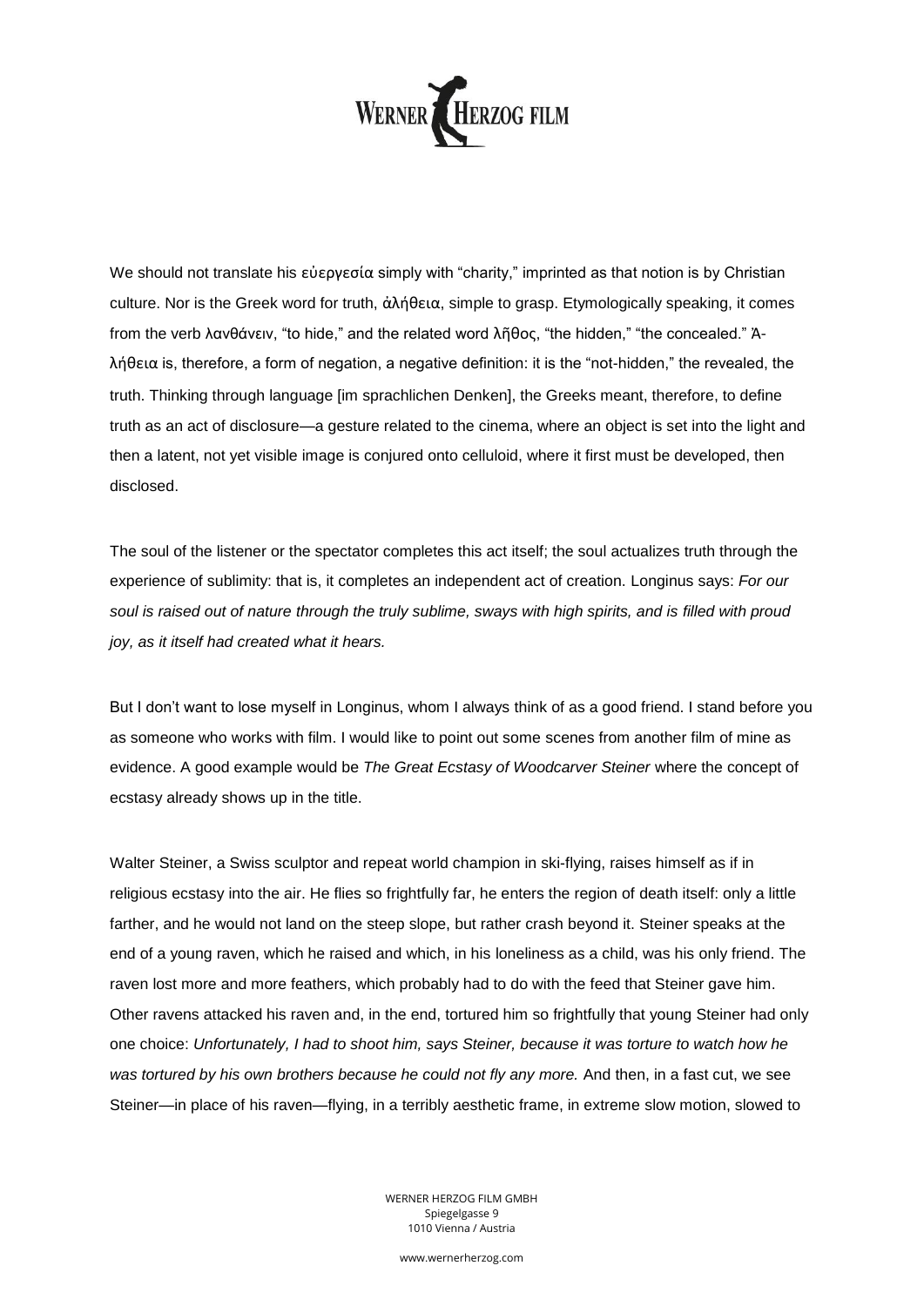We should not translate his εὐεργεσία simply with "charity," imprinted as that notion is by Christian culture. Nor is the Greek word for truth, ἀλήθεια, simple to grasp. Etymologically speaking, it comes from the verb λανθάνειν, "to hide," and the related word λῆθος, "the hidden," "the concealed." Ἀ-λήθεια is, therefore, a form of negation, a negative definition: it is the "not-hidden," the revealed, the truth. Thinking through language [im sprachlichen Denken], the Greeks meant, therefore, to define truth as an act of disclosure—a gesture related to the cinema, where an object is set into the light and then a latent, not yet visible image is conjured onto celluloid, where it first must be developed, then disclosed.

The soul of the listener or the spectator completes this act itself; the soul actualizes truth through the experience of sublimity: that is, it completes an independent act of creation. Longinus says: *For our soul is raised out of nature through the truly sublime, sways with high spirits, and is filled with proud joy, as it itself had created what it hears.*

But I don't want to lose myself in Longinus, whom I always think of as a good friend. I stand before you as someone who works with film. I would like to point out some scenes from another film of mine as evidence. A good example would be *The Great Ecstasy of Woodcarver Steiner* where the concept of ecstasy already shows up in the title.

Walter Steiner, a Swiss sculptor and repeat world champion in ski-flying, raises himself as if in religious ecstasy into the air. He flies so frightfully far, he enters the region of death itself: only a little farther, and he would not land on the steep slope, but rather crash beyond it. Steiner speaks at the end of a young raven, which he raised and which, in his loneliness as a child, was his only friend. The raven lost more and more feathers, which probably had to do with the feed that Steiner gave him. Other ravens attacked his raven and, in the end, tortured him so frightfully that young Steiner had only one choice: *Unfortunately, I had to shoot him, says Steiner, because it was torture to watch how he was tortured by his own brothers because he could not fly any more.* And then, in a fast cut, we see Steiner—in place of his raven—flying, in a terribly aesthetic frame, in extreme slow motion, slowed to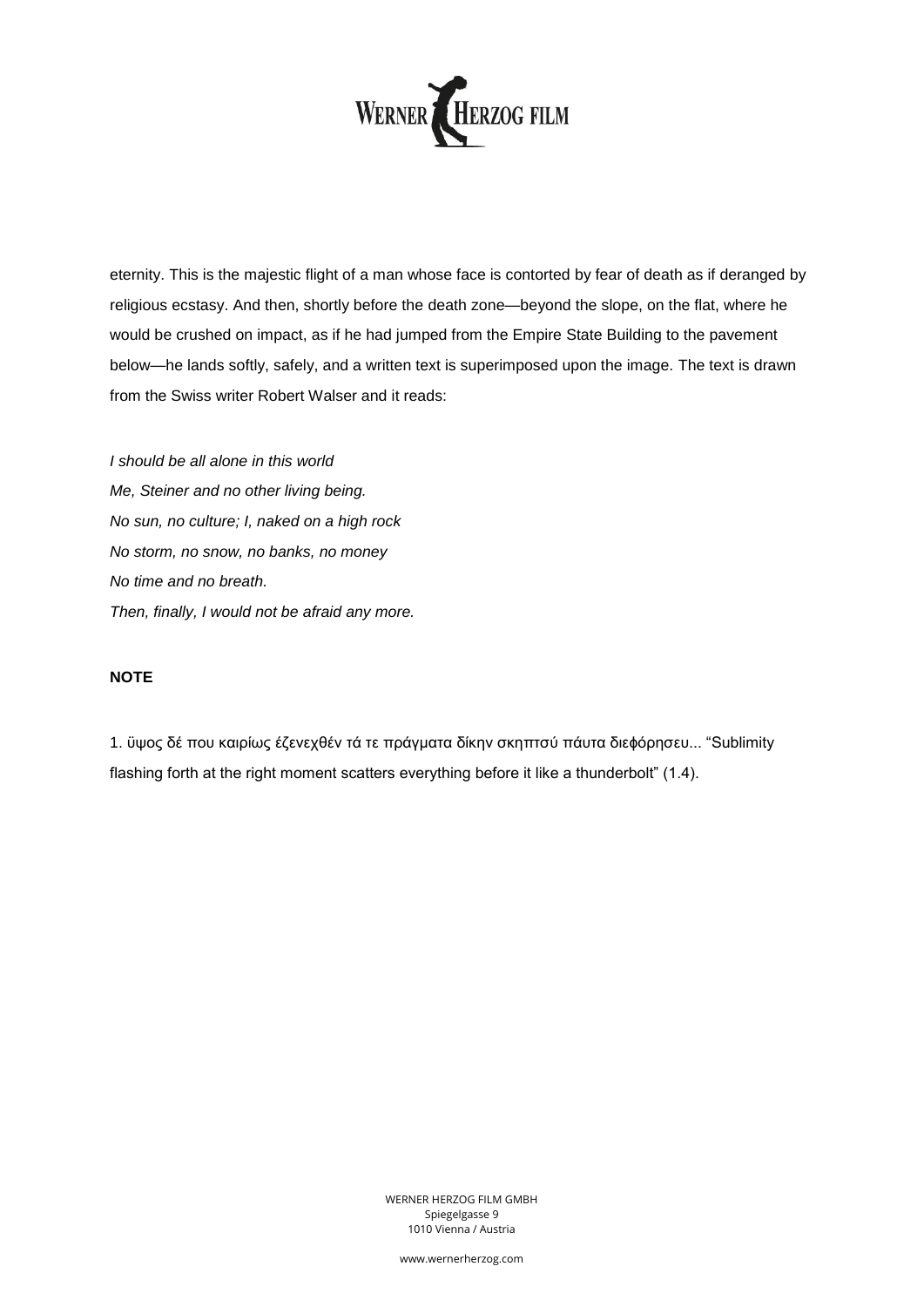eternity. This is the majestic flight of a man whose face is contorted by fear of death as if deranged by religious ecstasy. And then, shortly before the death zone—beyond the slope, on the flat, where he would be crushed on impact, as if he had jumped from the Empire State Building to the pavement below—he lands softly, safely, and a written text is superimposed upon the image. The text is drawn from the Swiss writer Robert Walser and it reads:

*I should be all alone in this world*
*Me, Steiner and no other living being.*
*No sun, no culture; I, naked on a high rock*
*No storm, no snow, no banks, no money*
*No time and no breath.*
*Then, finally, I would not be afraid any more.*

**NOTE**

1. ϋψος δέ που καιρίως έζενεχθέν τά τε πράγματα δίκην σκηπτσύ πάυτα διεφόρησευ... “Sublimity flashing forth at the right moment scatters everything before it like a thunderbolt” (1.4).